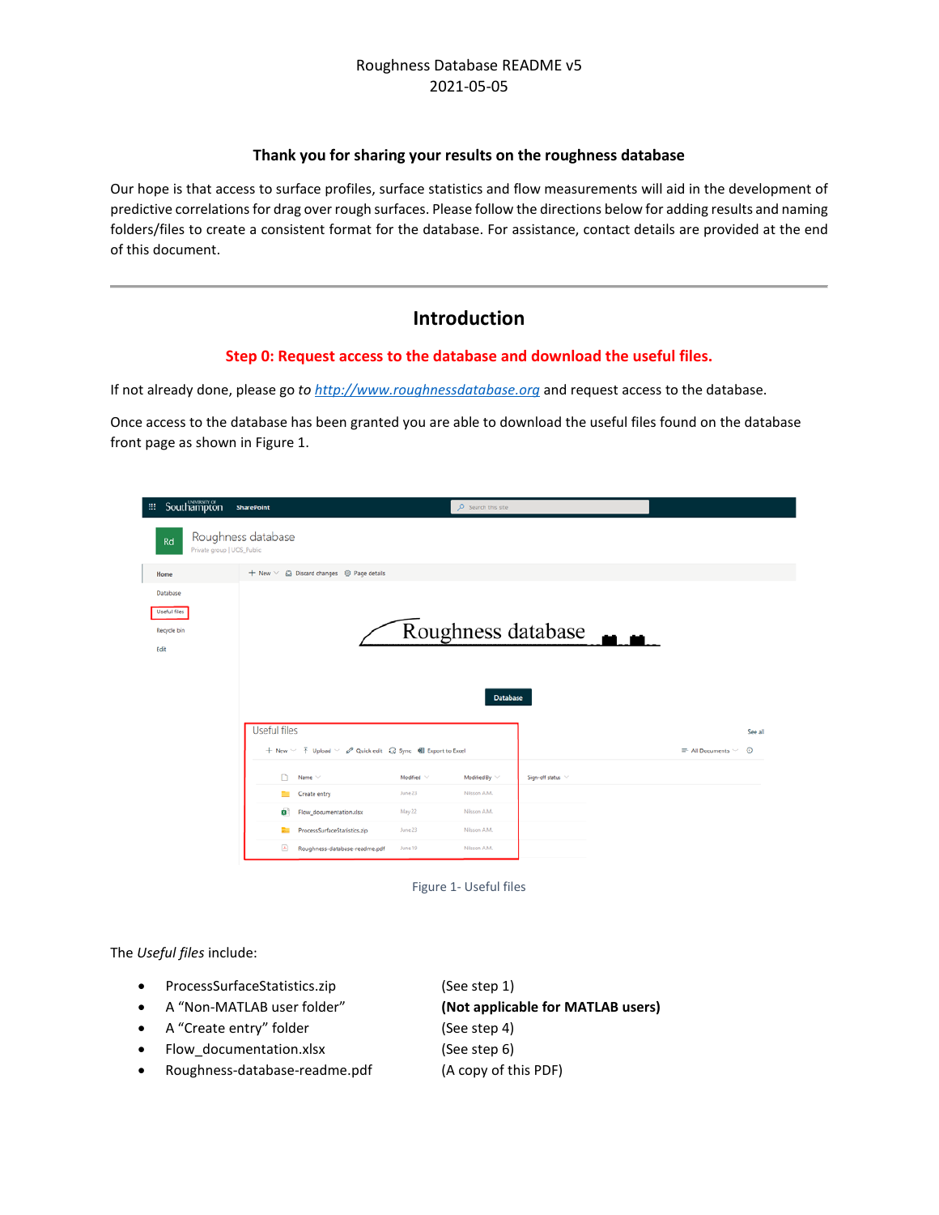Roughness Database README v5
2021-05-05

**Thank you for sharing your results on the roughness database**

Our hope is that access to surface profiles, surface statistics and flow measurements will aid in the development of predictive correlations for drag over rough surfaces. Please follow the directions below for adding results and naming folders/files to create a consistent format for the database. For assistance, contact details are provided at the end of this document.

---

# Introduction

## Step 0: Request access to the database and download the useful files.

If not already done, please go *to* [http://www.roughnessdatabase.org](http://www.roughnessdatabase.org) and request access to the database.

Once access to the database has been granted you are able to download the useful files found on the database front page as shown in Figure 1.

Figure 1- Useful files

The *Useful files* include:

- ProcessSurfaceStatistics.zip (See step 1)
- A "Non-MATLAB user folder" **(Not applicable for MATLAB users)**
- A "Create entry" folder (See step 4)
- Flow_documentation.xlsx (See step 6)
- Roughness-database-readme.pdf (A copy of this PDF)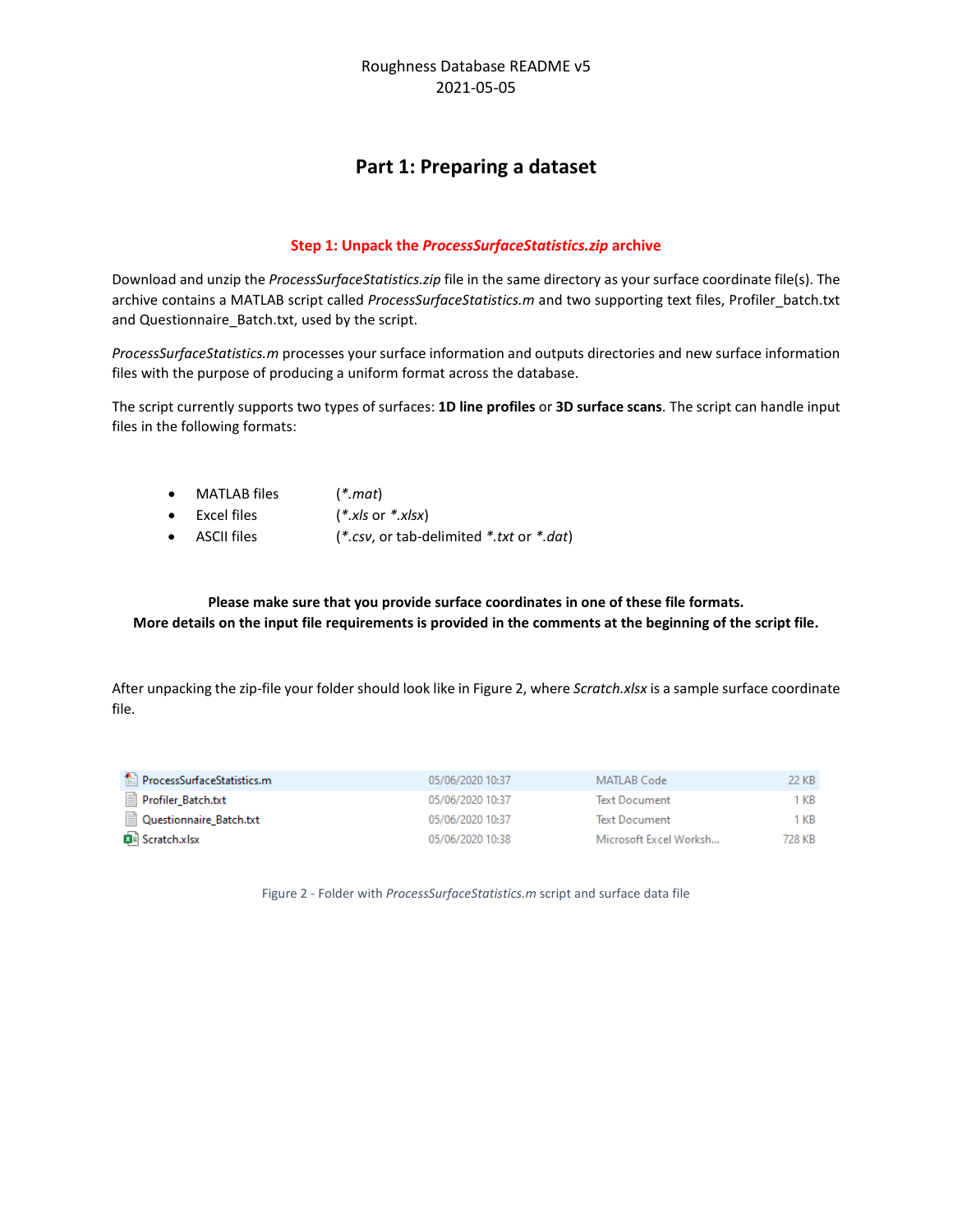# Part 1: Preparing a dataset

### Step 1: Unpack the *ProcessSurfaceStatistics.zip* archive

Download and unzip the *ProcessSurfaceStatistics.zip* file in the same directory as your surface coordinate file(s). The archive contains a MATLAB script called *ProcessSurfaceStatistics.m* and two supporting text files, Profiler_batch.txt and Questionnaire_Batch.txt, used by the script.

*ProcessSurfaceStatistics.m* processes your surface information and outputs directories and new surface information files with the purpose of producing a uniform format across the database.

The script currently supports two types of surfaces: **1D line profiles** or **3D surface scans**. The script can handle input files in the following formats:

- MATLAB files (*\*.mat*)
- Excel files (*\*.xls* or *\*.xlsx*)
- ASCII files (*\*.csv*, or tab-delimited *\*.txt* or *\*.dat*)

**Please make sure that you provide surface coordinates in one of these file formats.**
**More details on the input file requirements is provided in the comments at the beginning of the script file.**

After unpacking the zip-file your folder should look like in Figure 2, where *Scratch.xlsx* is a sample surface coordinate file.

| Name | Date modified | Type | Size |
| --- | --- | --- | --- |
| ProcessSurfaceStatistics.m | 05/06/2020 10:37 | MATLAB Code | 22 KB |
| Profiler_Batch.txt | 05/06/2020 10:37 | Text Document | 1 KB |
| Questionnaire_Batch.txt | 05/06/2020 10:37 | Text Document | 1 KB |
| Scratch.xlsx | 05/06/2020 10:38 | Microsoft Excel Worksh... | 728 KB |

Figure 2 - Folder with *ProcessSurfaceStatistics.m* script and surface data file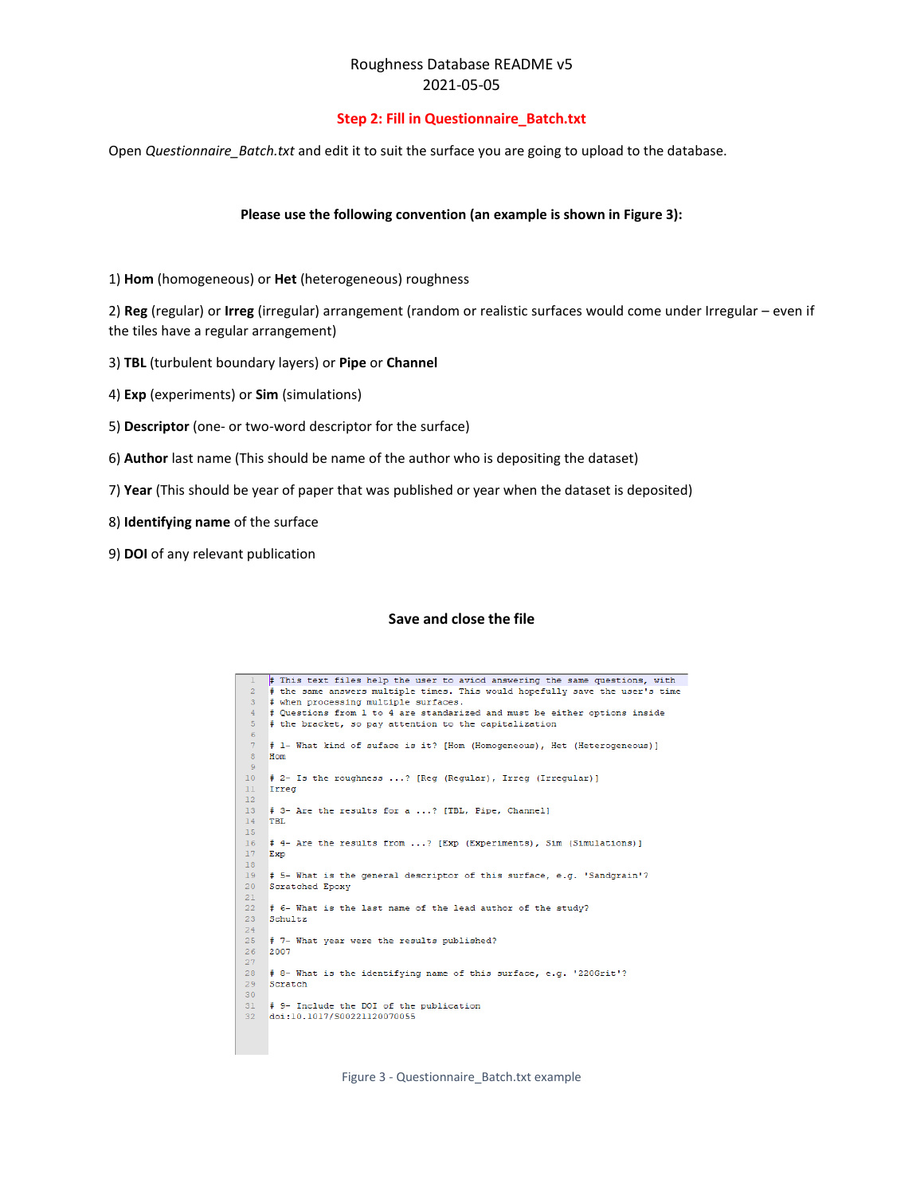Roughness Database README v5
2021-05-05

## Step 2: Fill in Questionnaire_Batch.txt

Open *Questionnaire_Batch.txt* and edit it to suit the surface you are going to upload to the database.

**Please use the following convention (an example is shown in Figure 3):**

1) **Hom** (homogeneous) or **Het** (heterogeneous) roughness

2) **Reg** (regular) or **Irreg** (irregular) arrangement (random or realistic surfaces would come under Irregular – even if the tiles have a regular arrangement)

3) **TBL** (turbulent boundary layers) or **Pipe** or **Channel**

4) **Exp** (experiments) or **Sim** (simulations)

5) **Descriptor** (one- or two-word descriptor for the surface)

6) **Author** last name (This should be name of the author who is depositing the dataset)

7) **Year** (This should be year of paper that was published or year when the dataset is deposited)

8) **Identifying name** of the surface

9) **DOI** of any relevant publication

**Save and close the file**

```
1  # This text files help the user to avoid answering the same questions, with
2  # the same answers multiple times. This would hopefully save the user's time
3  # when processing multiple surfaces.
4  # Questions from 1 to 4 are standarized and must be either options inside
5  # the bracket, so pay attention to the capitalization
6  
7  # 1- What kind of suface is it? [Hom (Homogeneous), Het (Heterogeneous)]
8  Hom
9  
10 # 2- Is the roughness ...? [Reg (Regular), Irreg (Irregular)]
11 Irreg
12 
13 # 3- Are the results for a ...? [TBL, Pipe, Channel]
14 TBL
15 
16 # 4- Are the results from ...? [Exp (Experiments), Sim (Simulations)]
17 Exp
18 
19 # 5- What is the general descriptor of this surface, e.g. 'Sandgrain'?
20 Scratched Epoxy
21 
22 # 6- What is the last name of the lead author of the study?
23 Schultz
24 
25 # 7- What year were the results published?
26 2007
27 
28 # 8- What is the identifying name of this surface, e.g. '220Grit'?
29 Scratch
30 
31 # 9- Include the DOI of the publication
32 doi:10.1017/S0022112007005S
```

Figure 3 - Questionnaire_Batch.txt example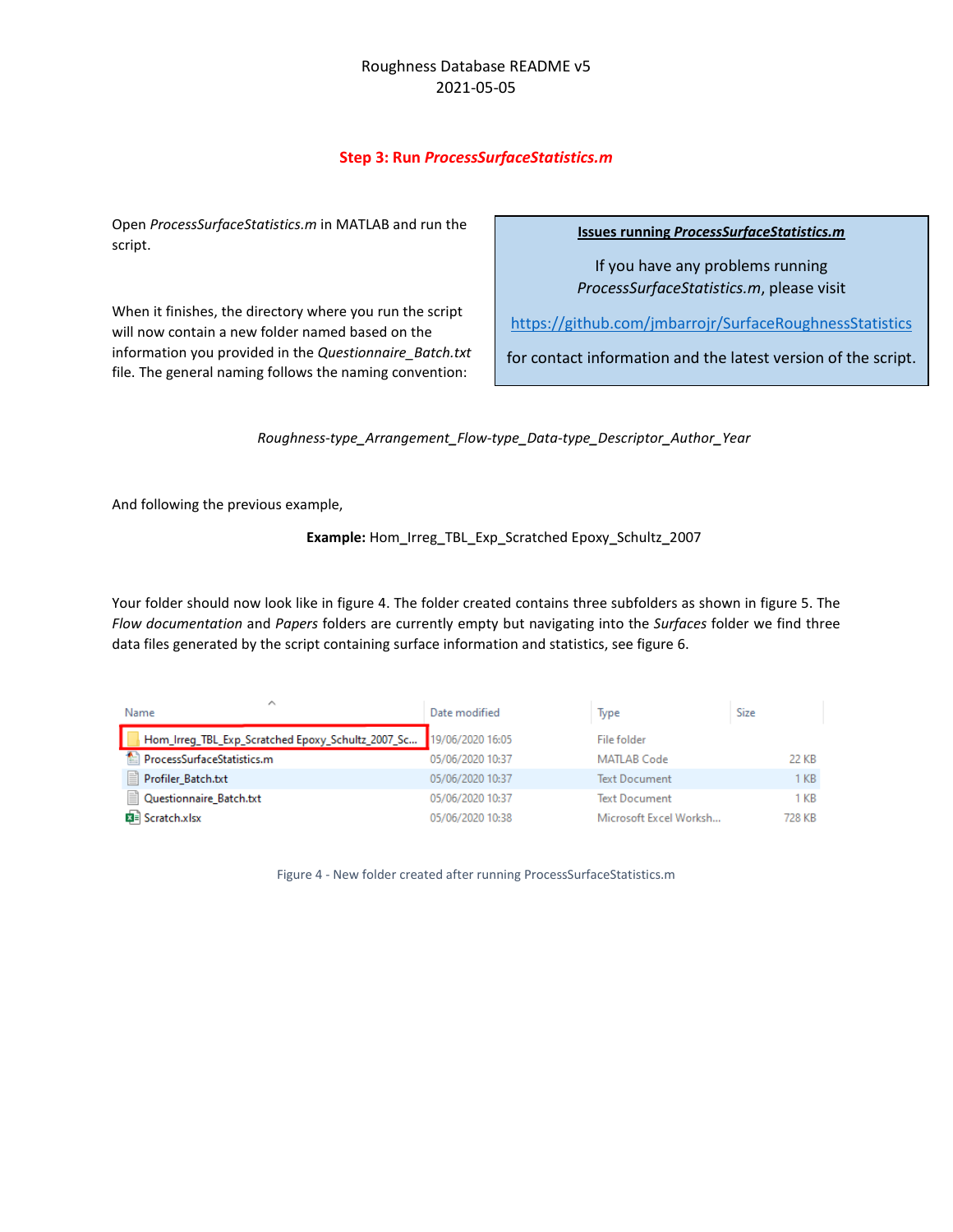# Step 3: Run *ProcessSurfaceStatistics.m*

Open *ProcessSurfaceStatistics.m* in MATLAB and run the script.

When it finishes, the directory where you run the script will now contain a new folder named based on the information you provided in the *Questionnaire_Batch.txt* file. The general naming follows the naming convention:

> **Issues running *ProcessSurfaceStatistics.m***
>
> If you have any problems running *ProcessSurfaceStatistics.m*, please visit
>
> https://github.com/jmbarrojr/SurfaceRoughnessStatistics
>
> for contact information and the latest version of the script.

*Roughness-type_Arrangement_Flow-type_Data-type_Descriptor_Author_Year*

And following the previous example,

**Example:** Hom_Irreg_TBL_Exp_Scratched Epoxy_Schultz_2007

Your folder should now look like in figure 4. The folder created contains three subfolders as shown in figure 5. The *Flow documentation* and *Papers* folders are currently empty but navigating into the *Surfaces* folder we find three data files generated by the script containing surface information and statistics, see figure 6.

| Name | Date modified | Type | Size |
|---|---|---|---|
| Hom_Irreg_TBL_Exp_Scratched Epoxy_Schultz_2007_Sc... | 19/06/2020 16:05 | File folder | |
| ProcessSurfaceStatistics.m | 05/06/2020 10:37 | MATLAB Code | 22 KB |
| Profiler_Batch.txt | 05/06/2020 10:37 | Text Document | 1 KB |
| Questionnaire_Batch.txt | 05/06/2020 10:37 | Text Document | 1 KB |
| Scratch.xlsx | 05/06/2020 10:38 | Microsoft Excel Worksh... | 728 KB |

Figure 4 - New folder created after running ProcessSurfaceStatistics.m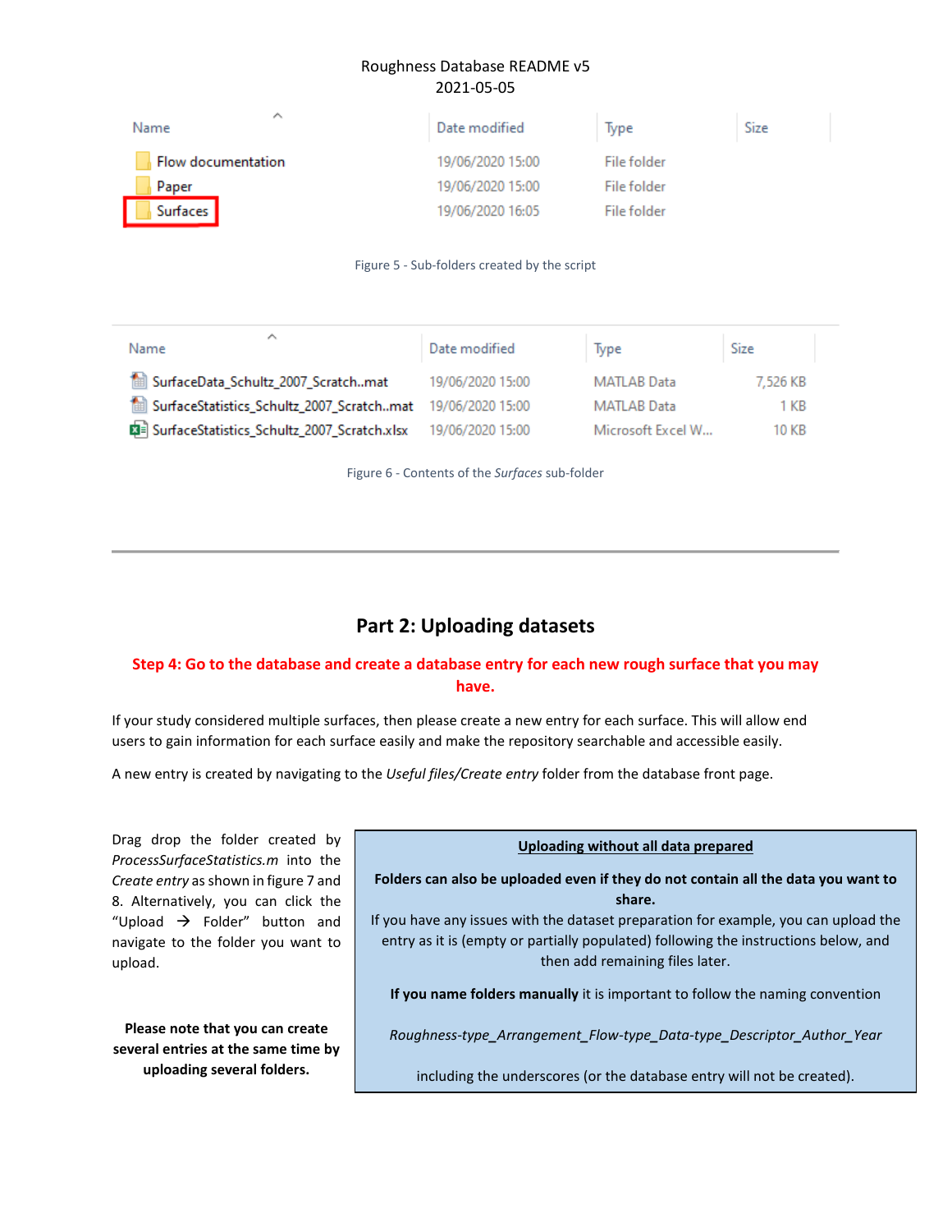Roughness Database README v5
2021-05-05

| Name | Date modified | Type | Size |
|---|---|---|---|
| Flow documentation | 19/06/2020 15:00 | File folder | |
| Paper | 19/06/2020 15:00 | File folder | |
| Surfaces | 19/06/2020 16:05 | File folder | |

Figure 5 - Sub-folders created by the script

| Name | Date modified | Type | Size |
|---|---|---|---|
| SurfaceData_Schultz_2007_Scratch..mat | 19/06/2020 15:00 | MATLAB Data | 7,526 KB |
| SurfaceStatistics_Schultz_2007_Scratch..mat | 19/06/2020 15:00 | MATLAB Data | 1 KB |
| SurfaceStatistics_Schultz_2007_Scratch.xlsx | 19/06/2020 15:00 | Microsoft Excel W... | 10 KB |

Figure 6 - Contents of the *Surfaces* sub-folder

---

## Part 2: Uploading datasets

**Step 4: Go to the database and create a database entry for each new rough surface that you may have.**

If your study considered multiple surfaces, then please create a new entry for each surface. This will allow end users to gain information for each surface easily and make the repository searchable and accessible easily.

A new entry is created by navigating to the *Useful files/Create entry* folder from the database front page.

Drag drop the folder created by *ProcessSurfaceStatistics.m* into the *Create entry* as shown in figure 7 and 8. Alternatively, you can click the "Upload → Folder" button and navigate to the folder you want to upload.

**Please note that you can create several entries at the same time by uploading several folders.**

**<u>Uploading without all data prepared</u>**

**Folders can also be uploaded even if they do not contain all the data you want to share.**

If you have any issues with the dataset preparation for example, you can upload the entry as it is (empty or partially populated) following the instructions below, and then add remaining files later.

**If you name folders manually** it is important to follow the naming convention

*Roughness-type_Arrangement_Flow-type_Data-type_Descriptor_Author_Year*

including the underscores (or the database entry will not be created).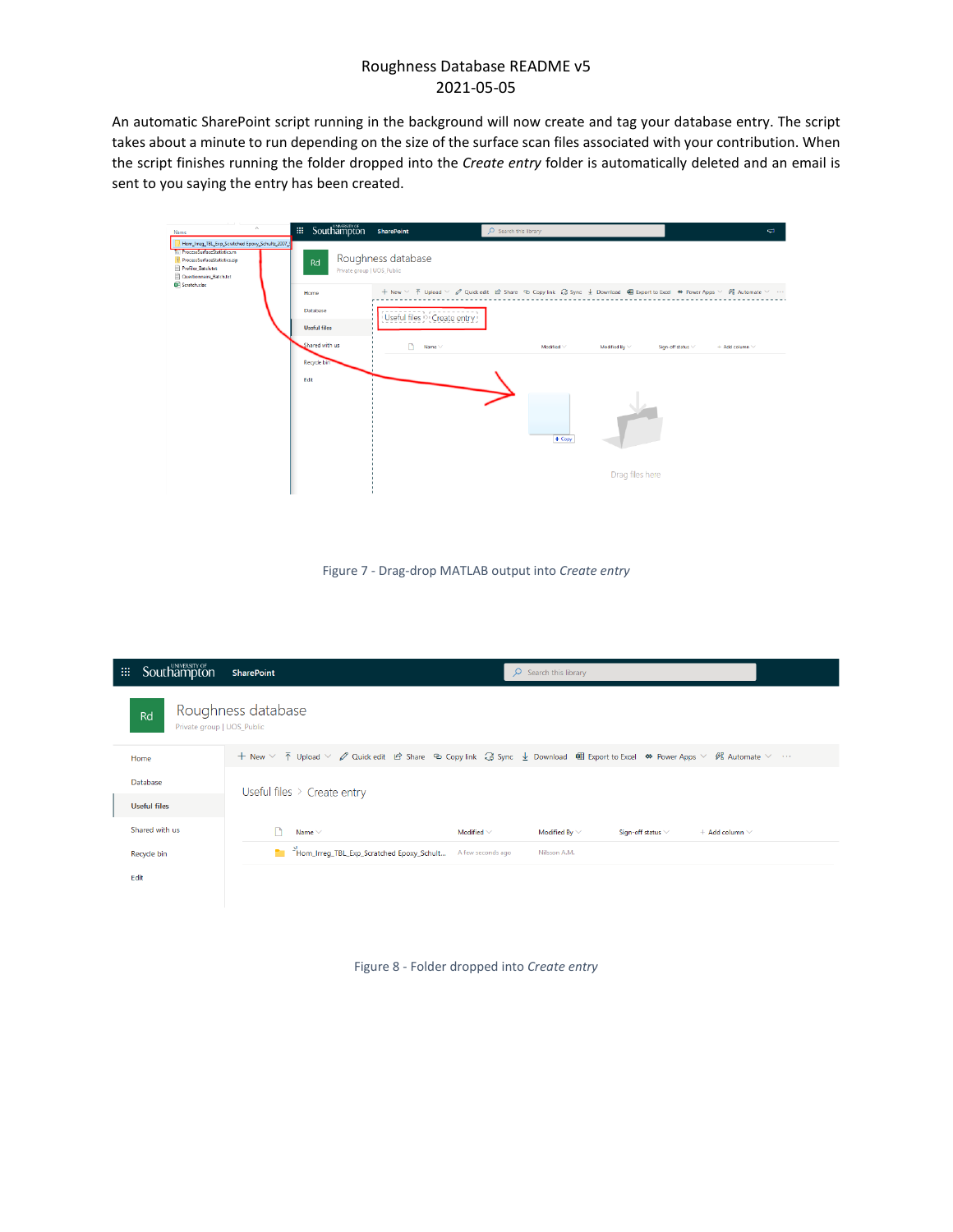An automatic SharePoint script running in the background will now create and tag your database entry. The script takes about a minute to run depending on the size of the surface scan files associated with your contribution. When the script finishes running the folder dropped into the *Create entry* folder is automatically deleted and an email is sent to you saying the entry has been created.

Figure 7 - Drag-drop MATLAB output into *Create entry*

Figure 8 - Folder dropped into *Create entry*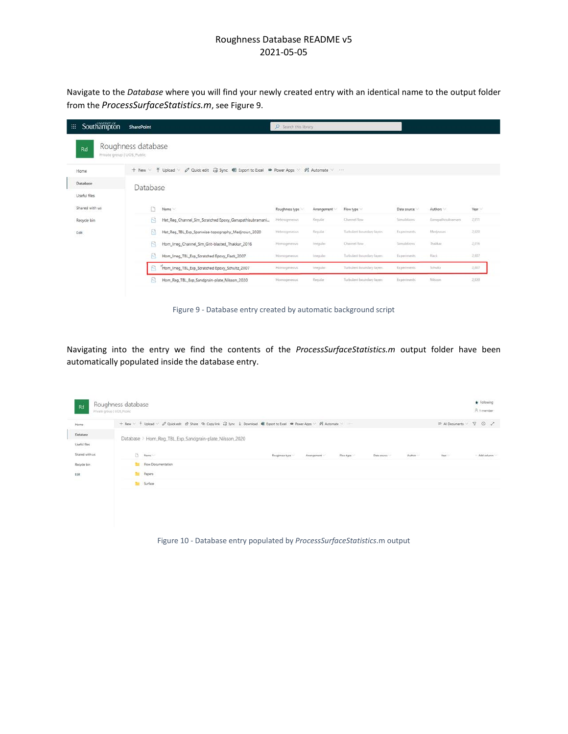Navigate to the *Database* where you will find your newly created entry with an identical name to the output folder from the *ProcessSurfaceStatistics.m*, see Figure 9.

Figure 9 - Database entry created by automatic background script

Navigating into the entry we find the contents of the *ProcessSurfaceStatistics.m* output folder have been automatically populated inside the database entry.

Figure 10 - Database entry populated by *ProcessSurfaceStatistics*.m output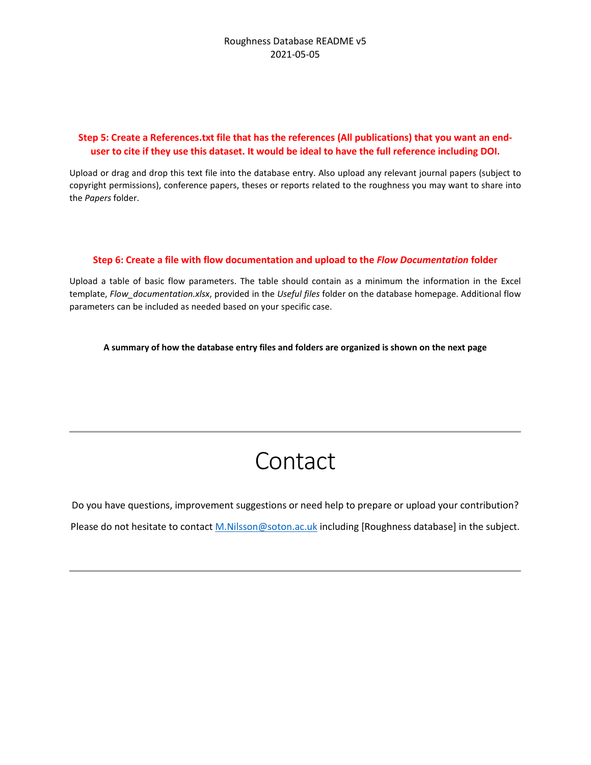**Step 5: Create a References.txt file that has the references (All publications) that you want an end-user to cite if they use this dataset. It would be ideal to have the full reference including DOI.**

Upload or drag and drop this text file into the database entry. Also upload any relevant journal papers (subject to copyright permissions), conference papers, theses or reports related to the roughness you may want to share into the *Papers* folder.

**Step 6: Create a file with flow documentation and upload to the *Flow Documentation* folder**

Upload a table of basic flow parameters. The table should contain as a minimum the information in the Excel template, *Flow_documentation.xlsx*, provided in the *Useful files* folder on the database homepage. Additional flow parameters can be included as needed based on your specific case.

**A summary of how the database entry files and folders are organized is shown on the next page**

---

# Contact

Do you have questions, improvement suggestions or need help to prepare or upload your contribution?

Please do not hesitate to contact M.Nilsson@soton.ac.uk including [Roughness database] in the subject.

---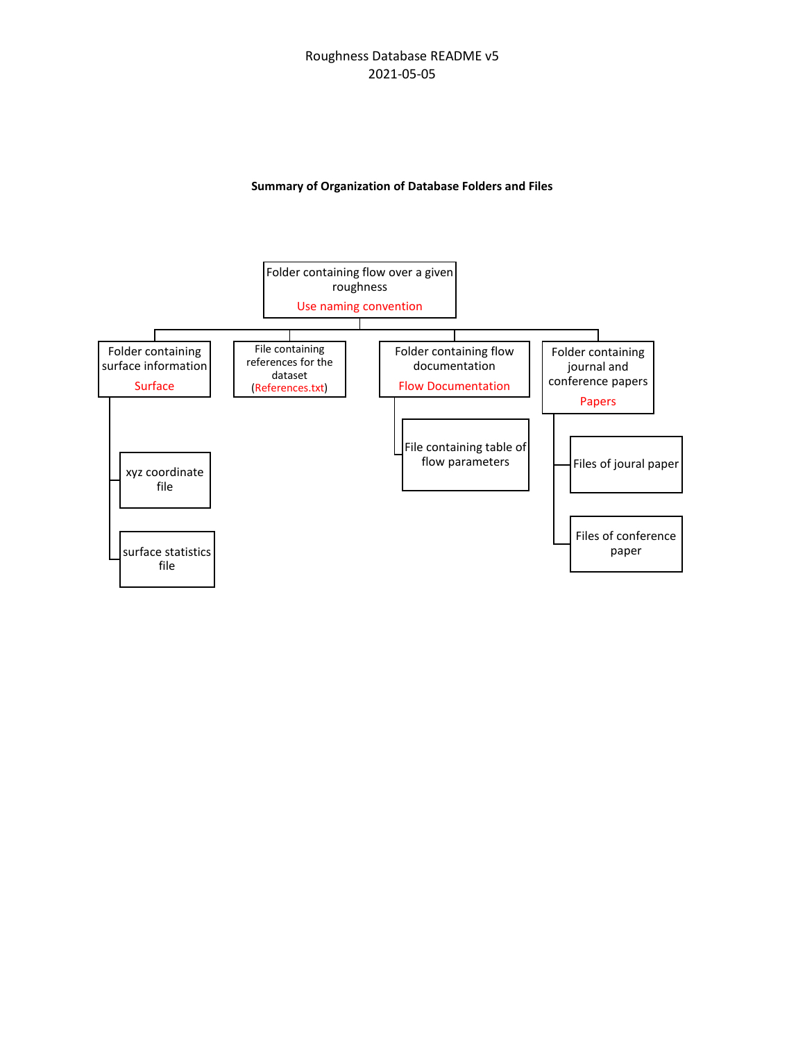Roughness Database README v5
2021-05-05

**Summary of Organization of Database Folders and Files**

Folder containing flow over a given roughness
Use naming convention

Folder containing surface information
Surface

xyz coordinate file

surface statistics file

File containing references for the dataset (References.txt)

Folder containing flow documentation
Flow Documentation

File containing table of flow parameters

Folder containing journal and conference papers
Papers

Files of joural paper

Files of conference paper